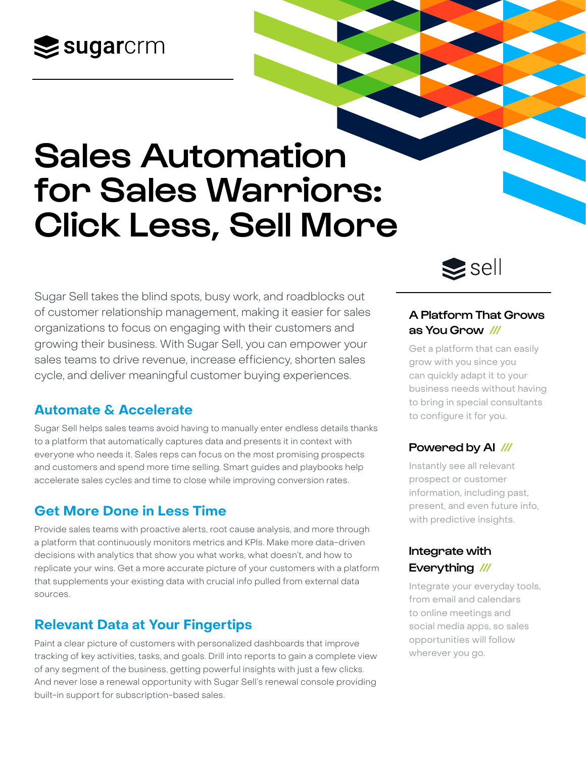sugarcrm

# Sales Automation for Sales Warriors: Click Less, Sell More

Sugar Sell takes the blind spots, busy work, and roadblocks out of customer relationship management, making it easier for sales organizations to focus on engaging with their customers and growing their business. With Sugar Sell, you can empower your sales teams to drive revenue, increase efficiency, shorten sales cycle, and deliver meaningful customer buying experiences.

## Automate & Accelerate

Sugar Sell helps sales teams avoid having to manually enter endless details thanks to a platform that automatically captures data and presents it in context with everyone who needs it. Sales reps can focus on the most promising prospects and customers and spend more time selling. Smart guides and playbooks help accelerate sales cycles and time to close while improving conversion rates.

## Get More Done in Less Time

Provide sales teams with proactive alerts, root cause analysis, and more through a platform that continuously monitors metrics and KPIs. Make more data-driven decisions with analytics that show you what works, what doesn't, and how to replicate your wins. Get a more accurate picture of your customers with a platform that supplements your existing data with crucial info pulled from external data sources.

## Relevant Data at Your Fingertips

Paint a clear picture of customers with personalized dashboards that improve tracking of key activities, tasks, and goals. Drill into reports to gain a complete view of any segment of the business, getting powerful insights with just a few clicks. And never lose a renewal opportunity with Sugar Sell's renewal console providing built-in support for subscription-based sales.

sell

### A Platform That Grows as You Grow ///

Get a platform that can easily grow with you since you can quickly adapt it to your business needs without having to bring in special consultants to configure it for you.

### Powered by AI ///

Instantly see all relevant prospect or customer information, including past, present, and even future info, with predictive insights.

### Integrate with Everything ///

Integrate your everyday tools, from email and calendars to online meetings and social media apps, so sales opportunities will follow wherever you go.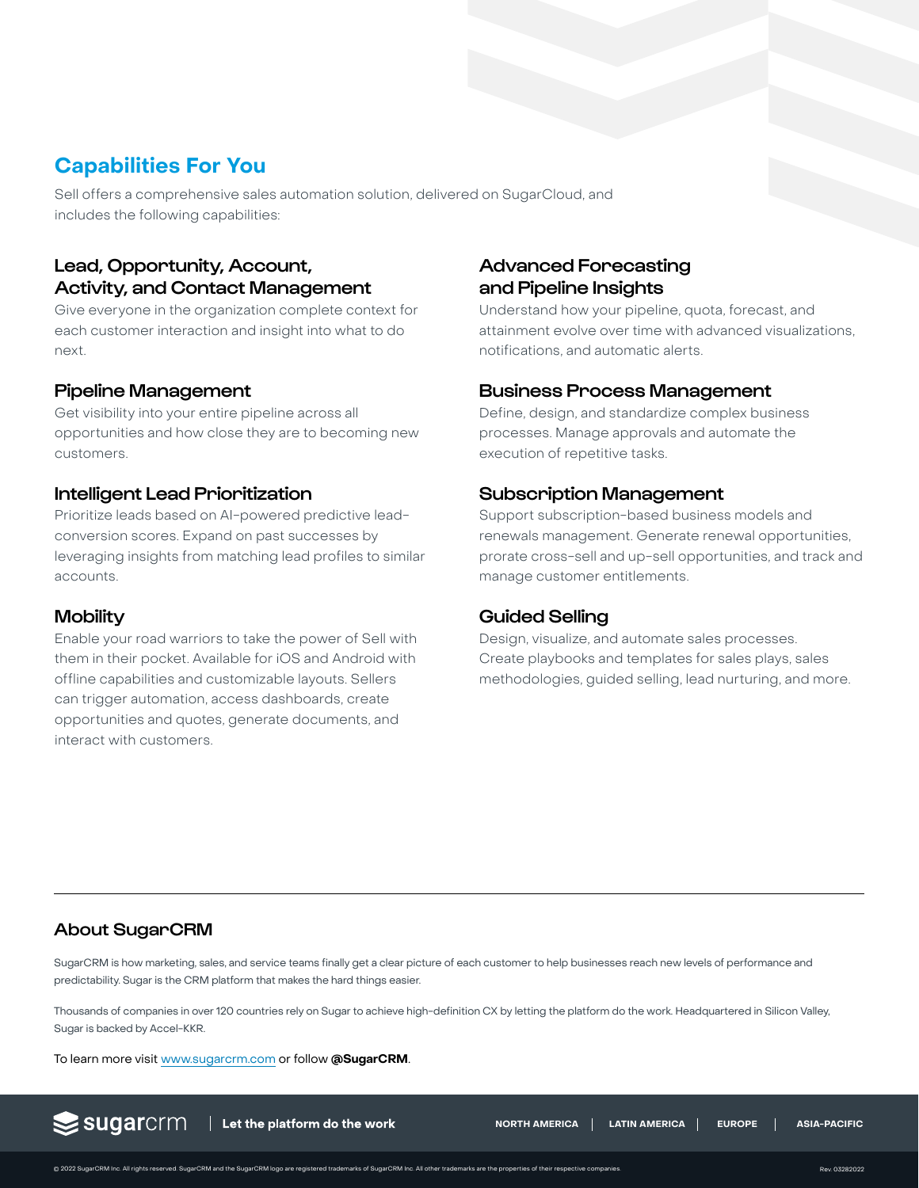## Capabilities For You

Sell offers a comprehensive sales automation solution, delivered on SugarCloud, and includes the following capabilities:

### Lead, Opportunity, Account, Activity, and Contact Management

Give everyone in the organization complete context for each customer interaction and insight into what to do next.

### Pipeline Management

Get visibility into your entire pipeline across all opportunities and how close they are to becoming new customers.

### Intelligent Lead Prioritization

Prioritize leads based on AI-powered predictive lead-conversion scores. Expand on past successes by leveraging insights from matching lead profiles to similar accounts.

### Mobility

Enable your road warriors to take the power of Sell with them in their pocket. Available for iOS and Android with offline capabilities and customizable layouts. Sellers can trigger automation, access dashboards, create opportunities and quotes, generate documents, and interact with customers.

### Advanced Forecasting and Pipeline Insights

Understand how your pipeline, quota, forecast, and attainment evolve over time with advanced visualizations, notifications, and automatic alerts.

### Business Process Management

Define, design, and standardize complex business processes. Manage approvals and automate the execution of repetitive tasks.

### Subscription Management

Support subscription-based business models and renewals management. Generate renewal opportunities, prorate cross-sell and up-sell opportunities, and track and manage customer entitlements.

### Guided Selling

Design, visualize, and automate sales processes. Create playbooks and templates for sales plays, sales methodologies, guided selling, lead nurturing, and more.

---

### About SugarCRM

SugarCRM is how marketing, sales, and service teams finally get a clear picture of each customer to help businesses reach new levels of performance and predictability. Sugar is the CRM platform that makes the hard things easier.

Thousands of companies in over 120 countries rely on Sugar to achieve high-definition CX by letting the platform do the work. Headquartered in Silicon Valley, Sugar is backed by Accel-KKR.

To learn more visit www.sugarcrm.com or follow **@SugarCRM**.

sugarcrm | **Let the platform do the work**

NORTH AMERICA | LATIN AMERICA | EUROPE | ASIA-PACIFIC

© 2022 SugarCRM Inc. All rights reserved. SugarCRM and the SugarCRM logo are registered trademarks of SugarCRM Inc. All other trademarks are the properties of their respective companies.

Rev. 03282022